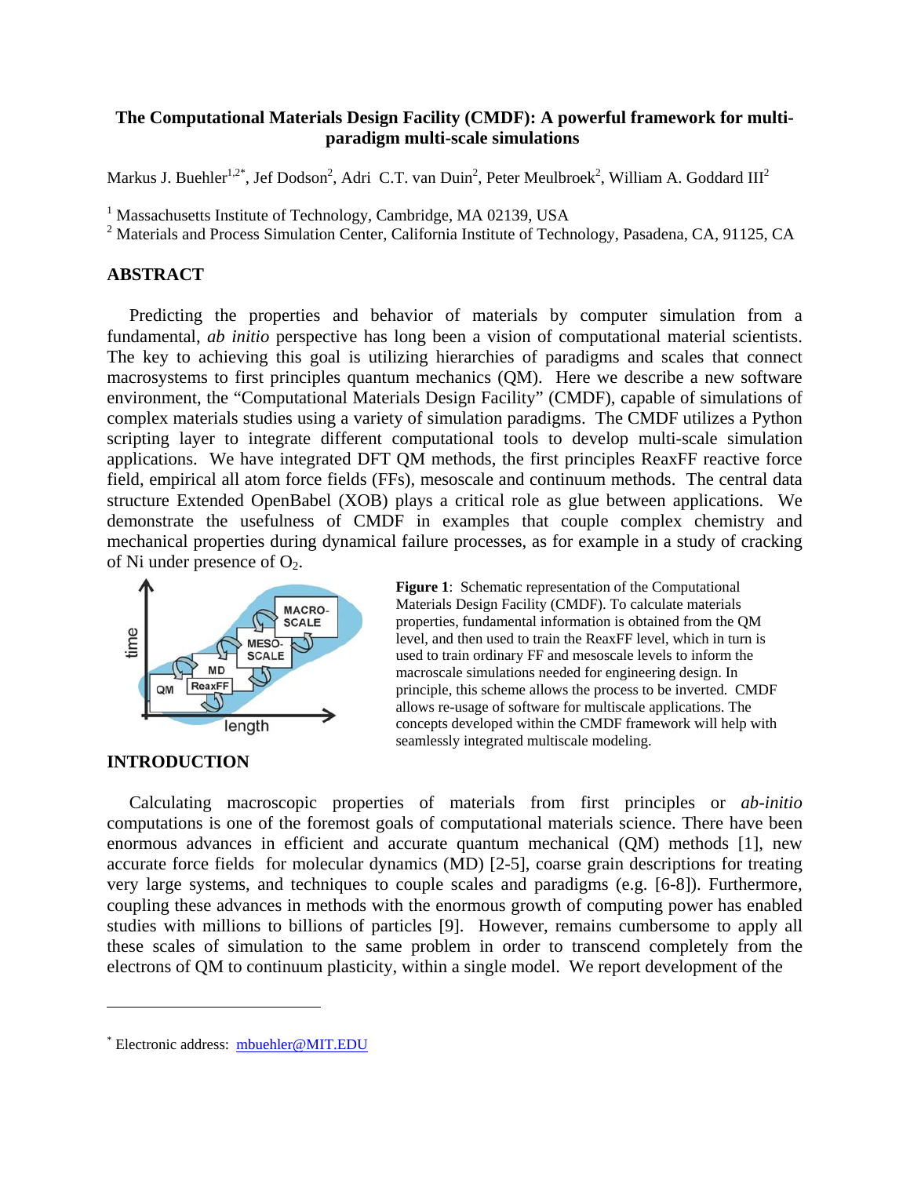# The Computational Materials Design Facility (CMDF): A powerful framework for multi-paradigm multi-scale simulations

Markus J. Buehler[1,2*], Jef Dodson[2], Adri C.T. van Duin[2], Peter Meulbroek[2], William A. Goddard III[2]

[1] Massachusetts Institute of Technology, Cambridge, MA 02139, USA
[2] Materials and Process Simulation Center, California Institute of Technology, Pasadena, CA, 91125, CA

## ABSTRACT

Predicting the properties and behavior of materials by computer simulation from a fundamental, *ab initio* perspective has long been a vision of computational material scientists. The key to achieving this goal is utilizing hierarchies of paradigms and scales that connect macrosystems to first principles quantum mechanics (QM). Here we describe a new software environment, the "Computational Materials Design Facility" (CMDF), capable of simulations of complex materials studies using a variety of simulation paradigms. The CMDF utilizes a Python scripting layer to integrate different computational tools to develop multi-scale simulation applications. We have integrated DFT QM methods, the first principles ReaxFF reactive force field, empirical all atom force fields (FFs), mesoscale and continuum methods. The central data structure Extended OpenBabel (XOB) plays a critical role as glue between applications. We demonstrate the usefulness of CMDF in examples that couple complex chemistry and mechanical properties during dynamical failure processes, as for example in a study of cracking of Ni under presence of $O_2$.

time
length
QM
ReaxFF
MD
MESO-
SCALE
MACRO-
SCALE

**Figure 1**: Schematic representation of the Computational Materials Design Facility (CMDF). To calculate materials properties, fundamental information is obtained from the QM level, and then used to train the ReaxFF level, which in turn is used to train ordinary FF and mesoscale levels to inform the macroscale simulations needed for engineering design. In principle, this scheme allows the process to be inverted. CMDF allows re-usage of software for multiscale applications. The concepts developed within the CMDF framework will help with seamlessly integrated multiscale modeling.

## INTRODUCTION

Calculating macroscopic properties of materials from first principles or *ab-initio* computations is one of the foremost goals of computational materials science. There have been enormous advances in efficient and accurate quantum mechanical (QM) methods [1], new accurate force fields for molecular dynamics (MD) [2-5], coarse grain descriptions for treating very large systems, and techniques to couple scales and paradigms (e.g. [6-8]). Furthermore, coupling these advances in methods with the enormous growth of computing power has enabled studies with millions to billions of particles [9]. However, remains cumbersome to apply all these scales of simulation to the same problem in order to transcend completely from the electrons of QM to continuum plasticity, within a single model. We report development of the

* Electronic address: mbuehler@MIT.EDU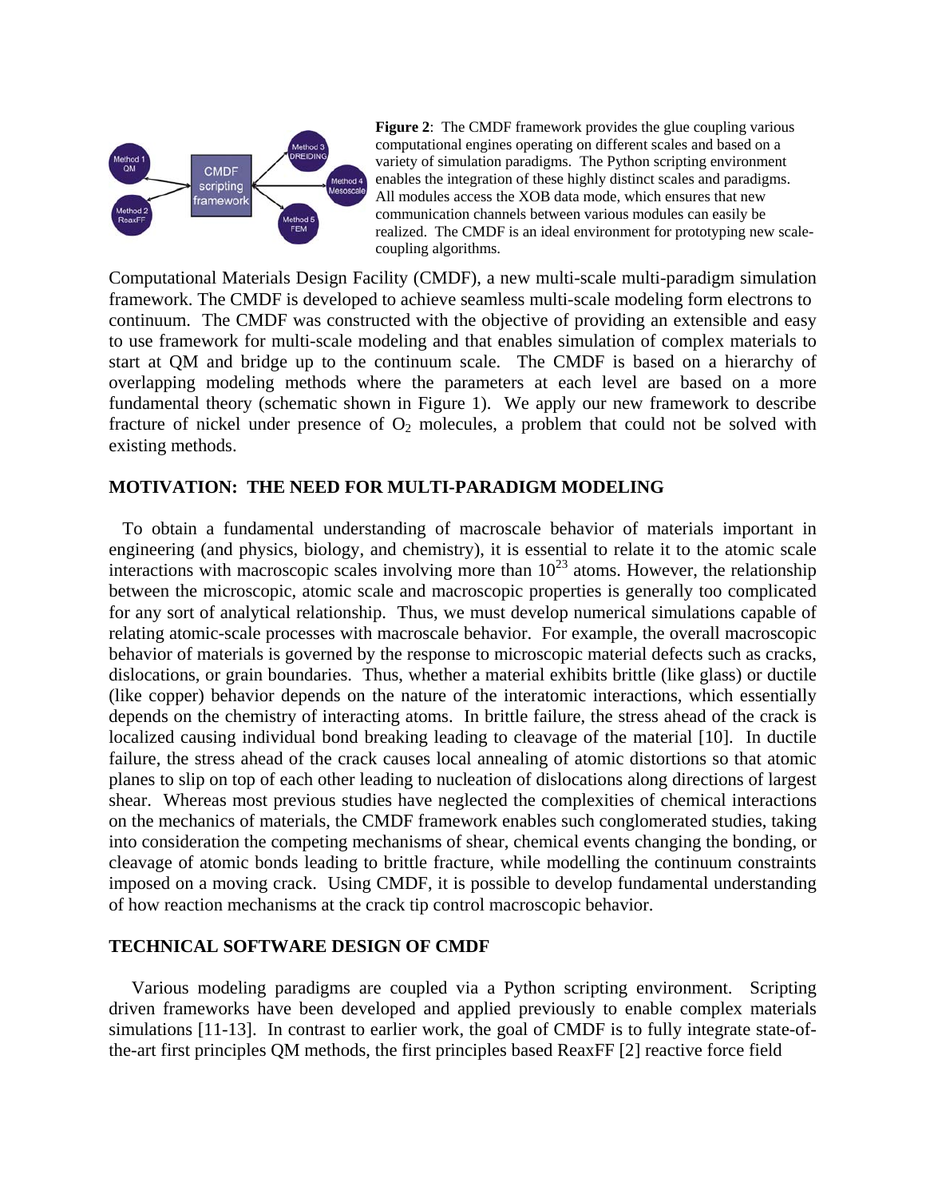**Figure 2**: The CMDF framework provides the glue coupling various computational engines operating on different scales and based on a variety of simulation paradigms. The Python scripting environment enables the integration of these highly distinct scales and paradigms. All modules access the XOB data mode, which ensures that new communication channels between various modules can easily be realized. The CMDF is an ideal environment for prototyping new scale-coupling algorithms.

Computational Materials Design Facility (CMDF), a new multi-scale multi-paradigm simulation framework. The CMDF is developed to achieve seamless multi-scale modeling form electrons to continuum. The CMDF was constructed with the objective of providing an extensible and easy to use framework for multi-scale modeling and that enables simulation of complex materials to start at QM and bridge up to the continuum scale. The CMDF is based on a hierarchy of overlapping modeling methods where the parameters at each level are based on a more fundamental theory (schematic shown in Figure 1). We apply our new framework to describe fracture of nickel under presence of $O_2$ molecules, a problem that could not be solved with existing methods.

## MOTIVATION: THE NEED FOR MULTI-PARADIGM MODELING

To obtain a fundamental understanding of macroscale behavior of materials important in engineering (and physics, biology, and chemistry), it is essential to relate it to the atomic scale interactions with macroscopic scales involving more than $10^{23}$ atoms. However, the relationship between the microscopic, atomic scale and macroscopic properties is generally too complicated for any sort of analytical relationship. Thus, we must develop numerical simulations capable of relating atomic-scale processes with macroscale behavior. For example, the overall macroscopic behavior of materials is governed by the response to microscopic material defects such as cracks, dislocations, or grain boundaries. Thus, whether a material exhibits brittle (like glass) or ductile (like copper) behavior depends on the nature of the interatomic interactions, which essentially depends on the chemistry of interacting atoms. In brittle failure, the stress ahead of the crack is localized causing individual bond breaking leading to cleavage of the material [10]. In ductile failure, the stress ahead of the crack causes local annealing of atomic distortions so that atomic planes to slip on top of each other leading to nucleation of dislocations along directions of largest shear. Whereas most previous studies have neglected the complexities of chemical interactions on the mechanics of materials, the CMDF framework enables such conglomerated studies, taking into consideration the competing mechanisms of shear, chemical events changing the bonding, or cleavage of atomic bonds leading to brittle fracture, while modelling the continuum constraints imposed on a moving crack. Using CMDF, it is possible to develop fundamental understanding of how reaction mechanisms at the crack tip control macroscopic behavior.

## TECHNICAL SOFTWARE DESIGN OF CMDF

Various modeling paradigms are coupled via a Python scripting environment. Scripting driven frameworks have been developed and applied previously to enable complex materials simulations [11-13]. In contrast to earlier work, the goal of CMDF is to fully integrate state-of-the-art first principles QM methods, the first principles based ReaxFF [2] reactive force field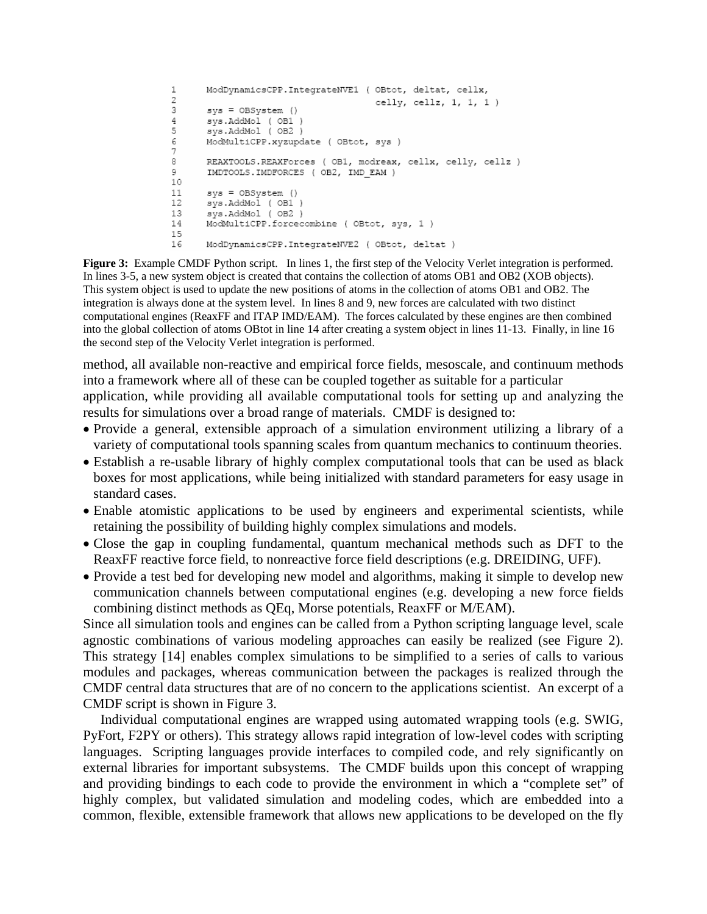```
1     ModDynamicsCPP.IntegrateNVE1 ( OBtot, deltat, cellx,
2                                    celly, cellz, 1, 1, 1 )
3     sys = OBSystem ()
4     sys.AddMol ( OB1 )
5     sys.AddMol ( OB2 )
6     ModMultiCPP.xyzupdate ( OBtot, sys )
7
8     REAXTOOLS.REAXForces ( OB1, modreax, cellx, celly, cellz )
9     IMDTOOLS.IMDFORCES ( OB2, IMD_EAM )
10
11    sys = OBSystem ()
12    sys.AddMol ( OB1 )
13    sys.AddMol ( OB2 )
14    ModMultiCPP.forcecombine ( OBtot, sys, 1 )
15
16    ModDynamicsCPP.IntegrateNVE2 ( OBtot, deltat )
```

**Figure 3:** Example CMDF Python script. In lines 1, the first step of the Velocity Verlet integration is performed. In lines 3-5, a new system object is created that contains the collection of atoms OB1 and OB2 (XOB objects). This system object is used to update the new positions of atoms in the collection of atoms OB1 and OB2. The integration is always done at the system level. In lines 8 and 9, new forces are calculated with two distinct computational engines (ReaxFF and ITAP IMD/EAM). The forces calculated by these engines are then combined into the global collection of atoms OBtot in line 14 after creating a system object in lines 11-13. Finally, in line 16 the second step of the Velocity Verlet integration is performed.

method, all available non-reactive and empirical force fields, mesoscale, and continuum methods into a framework where all of these can be coupled together as suitable for a particular application, while providing all available computational tools for setting up and analyzing the results for simulations over a broad range of materials. CMDF is designed to:

- Provide a general, extensible approach of a simulation environment utilizing a library of a variety of computational tools spanning scales from quantum mechanics to continuum theories.
- Establish a re-usable library of highly complex computational tools that can be used as black boxes for most applications, while being initialized with standard parameters for easy usage in standard cases.
- Enable atomistic applications to be used by engineers and experimental scientists, while retaining the possibility of building highly complex simulations and models.
- Close the gap in coupling fundamental, quantum mechanical methods such as DFT to the ReaxFF reactive force field, to nonreactive force field descriptions (e.g. DREIDING, UFF).
- Provide a test bed for developing new model and algorithms, making it simple to develop new communication channels between computational engines (e.g. developing a new force fields combining distinct methods as QEq, Morse potentials, ReaxFF or M/EAM).

Since all simulation tools and engines can be called from a Python scripting language level, scale agnostic combinations of various modeling approaches can easily be realized (see Figure 2). This strategy [14] enables complex simulations to be simplified to a series of calls to various modules and packages, whereas communication between the packages is realized through the CMDF central data structures that are of no concern to the applications scientist. An excerpt of a CMDF script is shown in Figure 3.

Individual computational engines are wrapped using automated wrapping tools (e.g. SWIG, PyFort, F2PY or others). This strategy allows rapid integration of low-level codes with scripting languages. Scripting languages provide interfaces to compiled code, and rely significantly on external libraries for important subsystems. The CMDF builds upon this concept of wrapping and providing bindings to each code to provide the environment in which a "complete set" of highly complex, but validated simulation and modeling codes, which are embedded into a common, flexible, extensible framework that allows new applications to be developed on the fly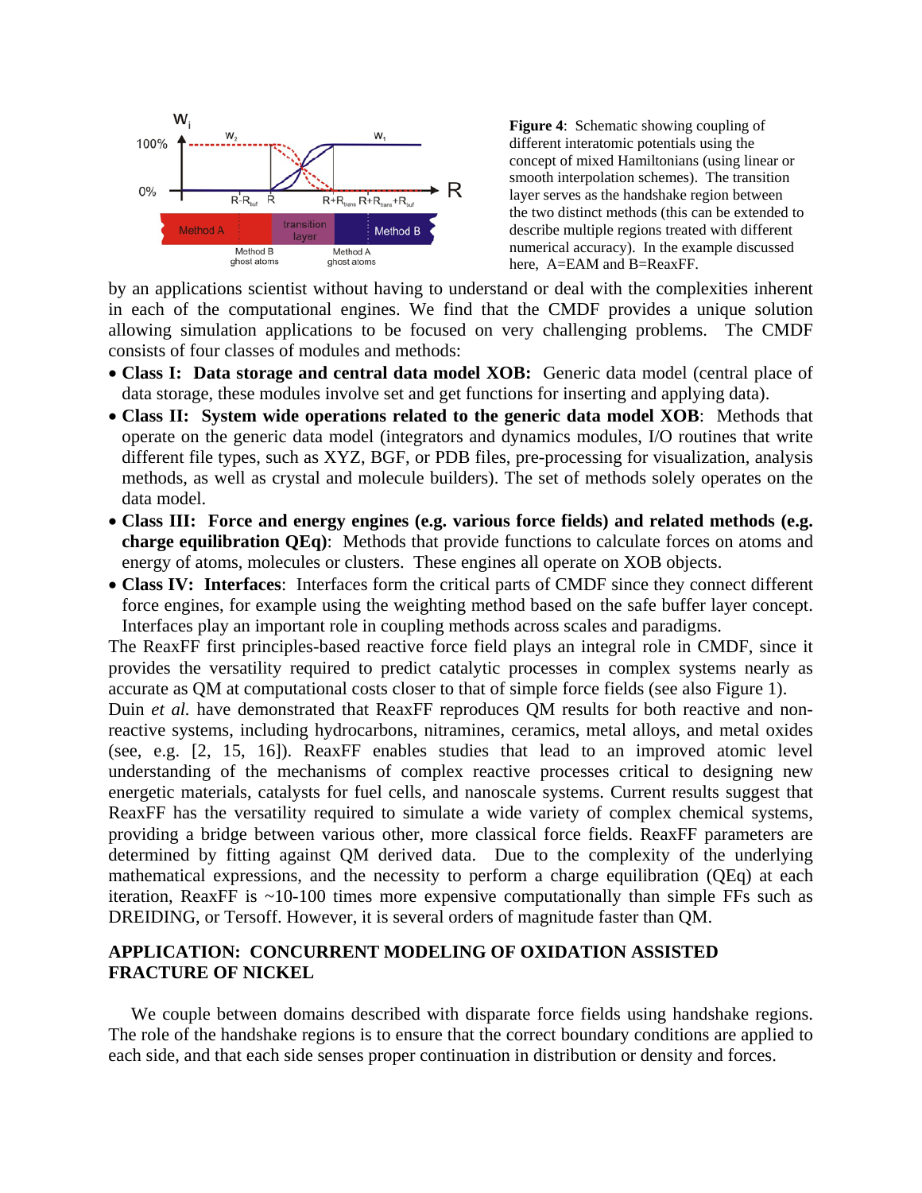**Figure 4**: Schematic showing coupling of different interatomic potentials using the concept of mixed Hamiltonians (using linear or smooth interpolation schemes). The transition layer serves as the handshake region between the two distinct methods (this can be extended to describe multiple regions treated with different numerical accuracy). In the example discussed here, A=EAM and B=ReaxFF.

by an applications scientist without having to understand or deal with the complexities inherent in each of the computational engines. We find that the CMDF provides a unique solution allowing simulation applications to be focused on very challenging problems. The CMDF consists of four classes of modules and methods:

- **Class I: Data storage and central data model XOB:** Generic data model (central place of data storage, these modules involve set and get functions for inserting and applying data).
- **Class II: System wide operations related to the generic data model XOB**: Methods that operate on the generic data model (integrators and dynamics modules, I/O routines that write different file types, such as XYZ, BGF, or PDB files, pre-processing for visualization, analysis methods, as well as crystal and molecule builders). The set of methods solely operates on the data model.
- **Class III: Force and energy engines (e.g. various force fields) and related methods (e.g. charge equilibration QEq)**: Methods that provide functions to calculate forces on atoms and energy of atoms, molecules or clusters. These engines all operate on XOB objects.
- **Class IV: Interfaces**: Interfaces form the critical parts of CMDF since they connect different force engines, for example using the weighting method based on the safe buffer layer concept. Interfaces play an important role in coupling methods across scales and paradigms.

The ReaxFF first principles-based reactive force field plays an integral role in CMDF, since it provides the versatility required to predict catalytic processes in complex systems nearly as accurate as QM at computational costs closer to that of simple force fields (see also Figure 1).

Duin *et al.* have demonstrated that ReaxFF reproduces QM results for both reactive and non-reactive systems, including hydrocarbons, nitramines, ceramics, metal alloys, and metal oxides (see, e.g. [2, 15, 16]). ReaxFF enables studies that lead to an improved atomic level understanding of the mechanisms of complex reactive processes critical to designing new energetic materials, catalysts for fuel cells, and nanoscale systems. Current results suggest that ReaxFF has the versatility required to simulate a wide variety of complex chemical systems, providing a bridge between various other, more classical force fields. ReaxFF parameters are determined by fitting against QM derived data. Due to the complexity of the underlying mathematical expressions, and the necessity to perform a charge equilibration (QEq) at each iteration, ReaxFF is ~10-100 times more expensive computationally than simple FFs such as DREIDING, or Tersoff. However, it is several orders of magnitude faster than QM.

## APPLICATION: CONCURRENT MODELING OF OXIDATION ASSISTED FRACTURE OF NICKEL

We couple between domains described with disparate force fields using handshake regions. The role of the handshake regions is to ensure that the correct boundary conditions are applied to each side, and that each side senses proper continuation in distribution or density and forces.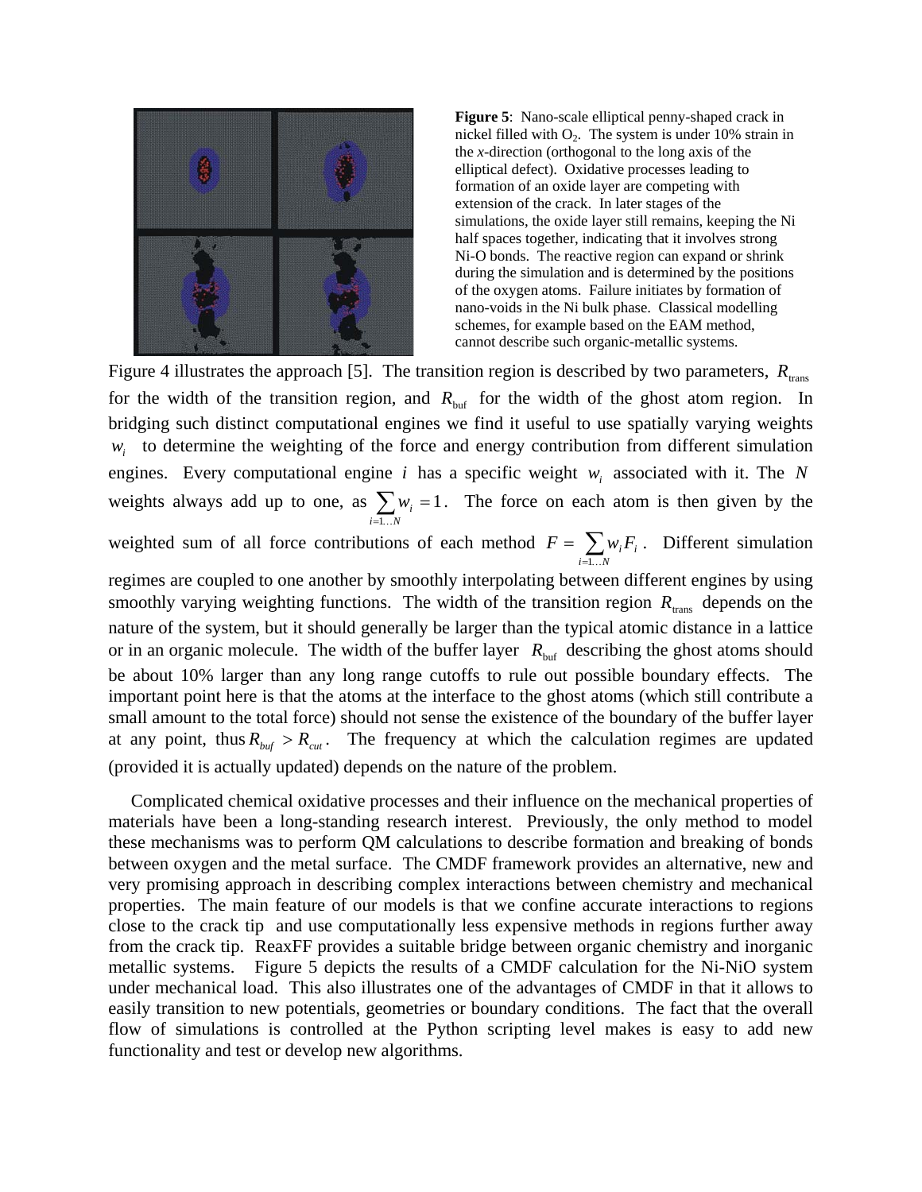**Figure 5**: Nano-scale elliptical penny-shaped crack in nickel filled with $O_2$. The system is under 10% strain in the *x*-direction (orthogonal to the long axis of the elliptical defect). Oxidative processes leading to formation of an oxide layer are competing with extension of the crack. In later stages of the simulations, the oxide layer still remains, keeping the Ni half spaces together, indicating that it involves strong Ni-O bonds. The reactive region can expand or shrink during the simulation and is determined by the positions of the oxygen atoms. Failure initiates by formation of nano-voids in the Ni bulk phase. Classical modelling schemes, for example based on the EAM method, cannot describe such organic-metallic systems.

Figure 4 illustrates the approach [5]. The transition region is described by two parameters, $R_{\text{trans}}$ for the width of the transition region, and $R_{\text{buf}}$ for the width of the ghost atom region. In bridging such distinct computational engines we find it useful to use spatially varying weights $w_i$ to determine the weighting of the force and energy contribution from different simulation engines. Every computational engine $i$ has a specific weight $w_i$ associated with it. The $N$ weights always add up to one, as $\sum_{i=1\ldots N} w_i = 1$. The force on each atom is then given by the weighted sum of all force contributions of each method $F = \sum_{i=1\ldots N} w_i F_i$. Different simulation regimes are coupled to one another by smoothly interpolating between different engines by using smoothly varying weighting functions. The width of the transition region $R_{\text{trans}}$ depends on the nature of the system, but it should generally be larger than the typical atomic distance in a lattice or in an organic molecule. The width of the buffer layer $R_{\text{buf}}$ describing the ghost atoms should be about 10% larger than any long range cutoffs to rule out possible boundary effects. The important point here is that the atoms at the interface to the ghost atoms (which still contribute a small amount to the total force) should not sense the existence of the boundary of the buffer layer at any point, thus $R_{buf} > R_{cut}$. The frequency at which the calculation regimes are updated (provided it is actually updated) depends on the nature of the problem.

Complicated chemical oxidative processes and their influence on the mechanical properties of materials have been a long-standing research interest. Previously, the only method to model these mechanisms was to perform QM calculations to describe formation and breaking of bonds between oxygen and the metal surface. The CMDF framework provides an alternative, new and very promising approach in describing complex interactions between chemistry and mechanical properties. The main feature of our models is that we confine accurate interactions to regions close to the crack tip and use computationally less expensive methods in regions further away from the crack tip. ReaxFF provides a suitable bridge between organic chemistry and inorganic metallic systems. Figure 5 depicts the results of a CMDF calculation for the Ni-NiO system under mechanical load. This also illustrates one of the advantages of CMDF in that it allows to easily transition to new potentials, geometries or boundary conditions. The fact that the overall flow of simulations is controlled at the Python scripting level makes is easy to add new functionality and test or develop new algorithms.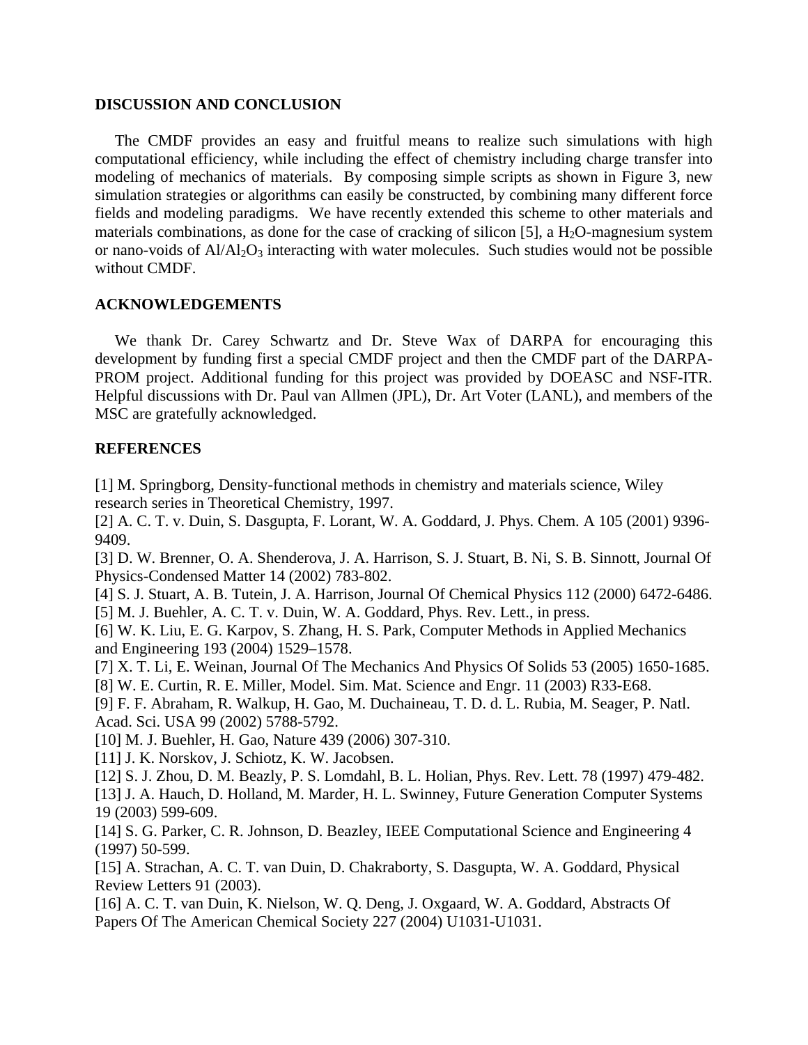## DISCUSSION AND CONCLUSION

The CMDF provides an easy and fruitful means to realize such simulations with high computational efficiency, while including the effect of chemistry including charge transfer into modeling of mechanics of materials. By composing simple scripts as shown in Figure 3, new simulation strategies or algorithms can easily be constructed, by combining many different force fields and modeling paradigms. We have recently extended this scheme to other materials and materials combinations, as done for the case of cracking of silicon [5], a $H_2O$-magnesium system or nano-voids of $Al/Al_2O_3$ interacting with water molecules. Such studies would not be possible without CMDF.

## ACKNOWLEDGEMENTS

We thank Dr. Carey Schwartz and Dr. Steve Wax of DARPA for encouraging this development by funding first a special CMDF project and then the CMDF part of the DARPA-PROM project. Additional funding for this project was provided by DOEASC and NSF-ITR. Helpful discussions with Dr. Paul van Allmen (JPL), Dr. Art Voter (LANL), and members of the MSC are gratefully acknowledged.

## REFERENCES

[1] M. Springborg, Density-functional methods in chemistry and materials science, Wiley research series in Theoretical Chemistry, 1997.
[2] A. C. T. v. Duin, S. Dasgupta, F. Lorant, W. A. Goddard, J. Phys. Chem. A 105 (2001) 9396-9409.
[3] D. W. Brenner, O. A. Shenderova, J. A. Harrison, S. J. Stuart, B. Ni, S. B. Sinnott, Journal Of Physics-Condensed Matter 14 (2002) 783-802.
[4] S. J. Stuart, A. B. Tutein, J. A. Harrison, Journal Of Chemical Physics 112 (2000) 6472-6486.
[5] M. J. Buehler, A. C. T. v. Duin, W. A. Goddard, Phys. Rev. Lett., in press.
[6] W. K. Liu, E. G. Karpov, S. Zhang, H. S. Park, Computer Methods in Applied Mechanics and Engineering 193 (2004) 1529–1578.
[7] X. T. Li, E. Weinan, Journal Of The Mechanics And Physics Of Solids 53 (2005) 1650-1685.
[8] W. E. Curtin, R. E. Miller, Model. Sim. Mat. Science and Engr. 11 (2003) R33-E68.
[9] F. F. Abraham, R. Walkup, H. Gao, M. Duchaineau, T. D. d. L. Rubia, M. Seager, P. Natl. Acad. Sci. USA 99 (2002) 5788-5792.
[10] M. J. Buehler, H. Gao, Nature 439 (2006) 307-310.
[11] J. K. Norskov, J. Schiotz, K. W. Jacobsen.
[12] S. J. Zhou, D. M. Beazly, P. S. Lomdahl, B. L. Holian, Phys. Rev. Lett. 78 (1997) 479-482.
[13] J. A. Hauch, D. Holland, M. Marder, H. L. Swinney, Future Generation Computer Systems 19 (2003) 599-609.
[14] S. G. Parker, C. R. Johnson, D. Beazley, IEEE Computational Science and Engineering 4 (1997) 50-599.
[15] A. Strachan, A. C. T. van Duin, D. Chakraborty, S. Dasgupta, W. A. Goddard, Physical Review Letters 91 (2003).
[16] A. C. T. van Duin, K. Nielson, W. Q. Deng, J. Oxgaard, W. A. Goddard, Abstracts Of Papers Of The American Chemical Society 227 (2004) U1031-U1031.